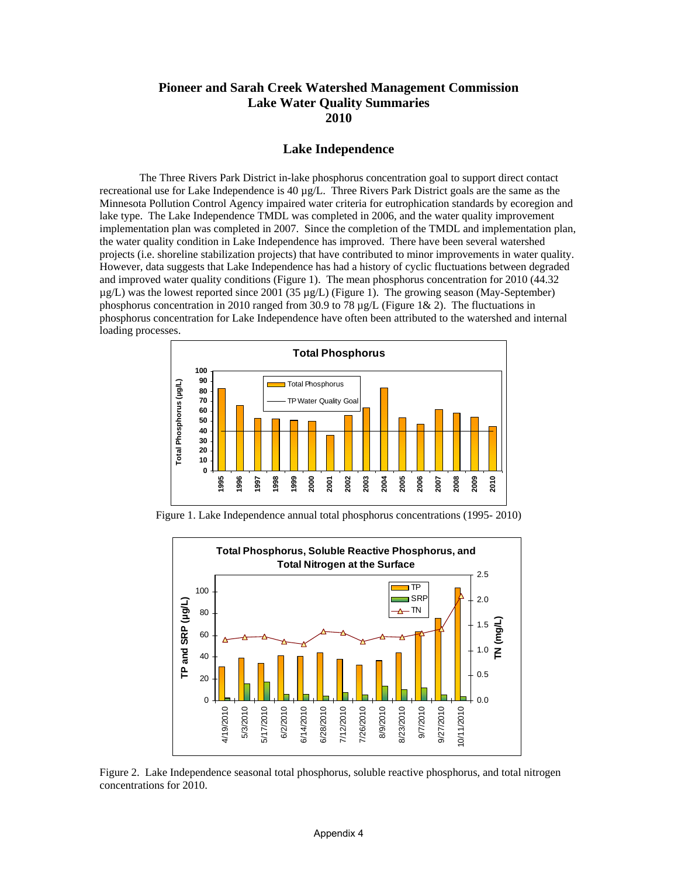# Pioneer and Sarah Creek Watershed Management Commission
# Lake Water Quality Summaries
# 2010

## Lake Independence

The Three Rivers Park District in-lake phosphorus concentration goal to support direct contact recreational use for Lake Independence is 40 µg/L. Three Rivers Park District goals are the same as the Minnesota Pollution Control Agency impaired water criteria for eutrophication standards by ecoregion and lake type. The Lake Independence TMDL was completed in 2006, and the water quality improvement implementation plan was completed in 2007. Since the completion of the TMDL and implementation plan, the water quality condition in Lake Independence has improved. There have been several watershed projects (i.e. shoreline stabilization projects) that have contributed to minor improvements in water quality. However, data suggests that Lake Independence has had a history of cyclic fluctuations between degraded and improved water quality conditions (Figure 1). The mean phosphorus concentration for 2010 (44.32 µg/L) was the lowest reported since 2001 (35 µg/L) (Figure 1). The growing season (May-September) phosphorus concentration in 2010 ranged from 30.9 to 78 µg/L (Figure 1& 2). The fluctuations in phosphorus concentration for Lake Independence have often been attributed to the watershed and internal loading processes.

Figure 1. Lake Independence annual total phosphorus concentrations (1995- 2010)

Figure 2. Lake Independence seasonal total phosphorus, soluble reactive phosphorus, and total nitrogen concentrations for 2010.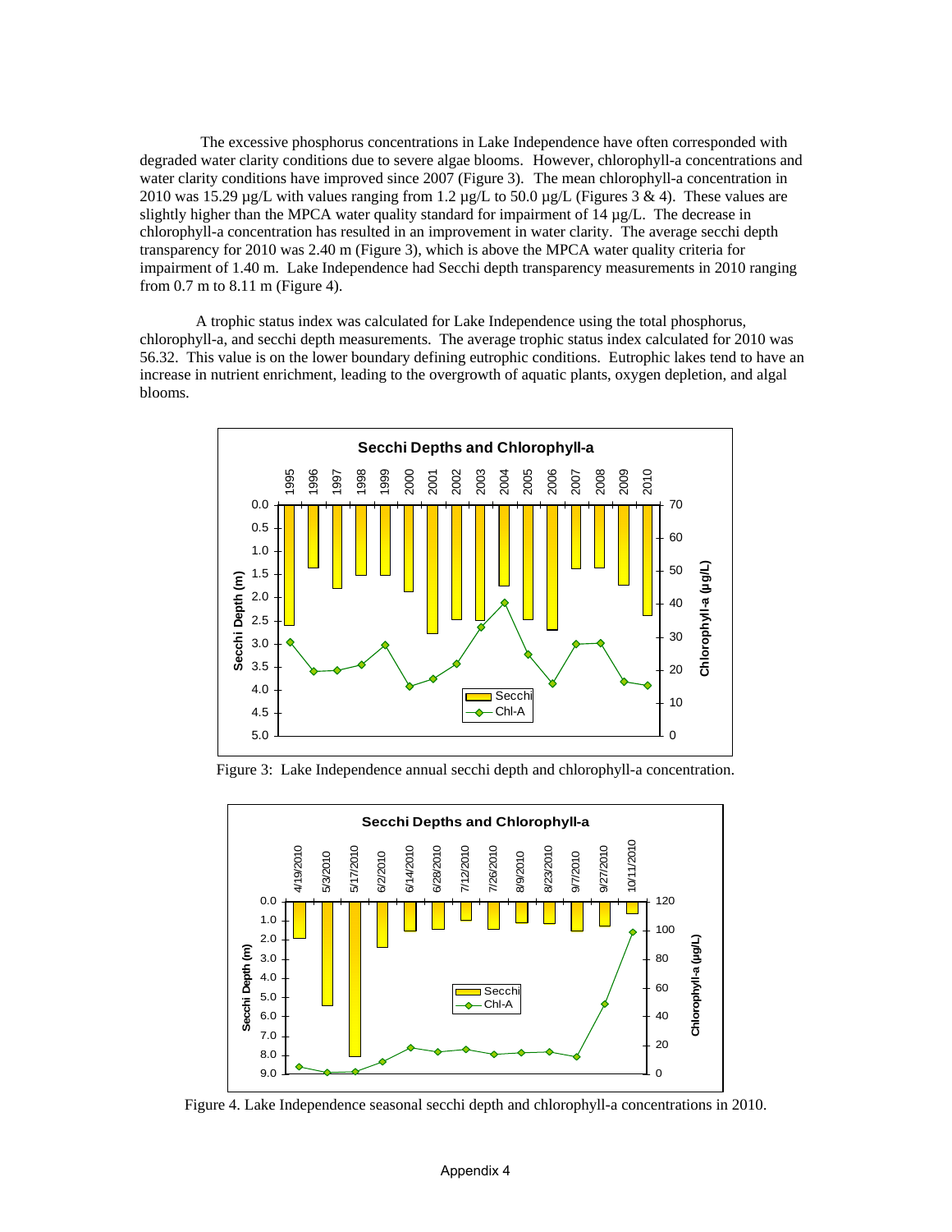The excessive phosphorus concentrations in Lake Independence have often corresponded with degraded water clarity conditions due to severe algae blooms. However, chlorophyll-a concentrations and water clarity conditions have improved since 2007 (Figure 3). The mean chlorophyll-a concentration in 2010 was 15.29 µg/L with values ranging from 1.2 µg/L to 50.0 µg/L (Figures 3 & 4). These values are slightly higher than the MPCA water quality standard for impairment of 14 µg/L. The decrease in chlorophyll-a concentration has resulted in an improvement in water clarity. The average secchi depth transparency for 2010 was 2.40 m (Figure 3), which is above the MPCA water quality criteria for impairment of 1.40 m. Lake Independence had Secchi depth transparency measurements in 2010 ranging from 0.7 m to 8.11 m (Figure 4).

A trophic status index was calculated for Lake Independence using the total phosphorus, chlorophyll-a, and secchi depth measurements. The average trophic status index calculated for 2010 was 56.32. This value is on the lower boundary defining eutrophic conditions. Eutrophic lakes tend to have an increase in nutrient enrichment, leading to the overgrowth of aquatic plants, oxygen depletion, and algal blooms.

Figure 3: Lake Independence annual secchi depth and chlorophyll-a concentration.

Figure 4. Lake Independence seasonal secchi depth and chlorophyll-a concentrations in 2010.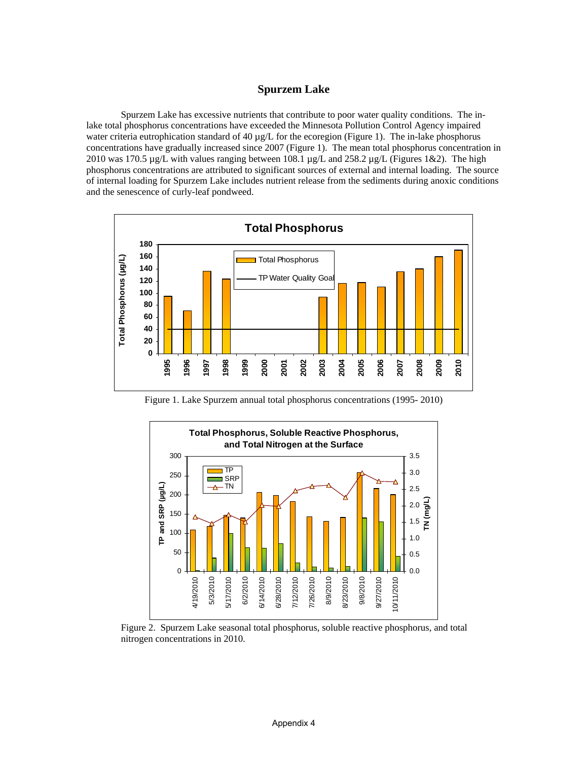## Spurzem Lake

Spurzem Lake has excessive nutrients that contribute to poor water quality conditions. The in-lake total phosphorus concentrations have exceeded the Minnesota Pollution Control Agency impaired water criteria eutrophication standard of 40 µg/L for the ecoregion (Figure 1). The in-lake phosphorus concentrations have gradually increased since 2007 (Figure 1). The mean total phosphorus concentration in 2010 was 170.5 µg/L with values ranging between 108.1 µg/L and 258.2 µg/L (Figures 1&2). The high phosphorus concentrations are attributed to significant sources of external and internal loading. The source of internal loading for Spurzem Lake includes nutrient release from the sediments during anoxic conditions and the senescence of curly-leaf pondweed.

Figure 1. Lake Spurzem annual total phosphorus concentrations (1995- 2010)

Figure 2. Spurzem Lake seasonal total phosphorus, soluble reactive phosphorus, and total nitrogen concentrations in 2010.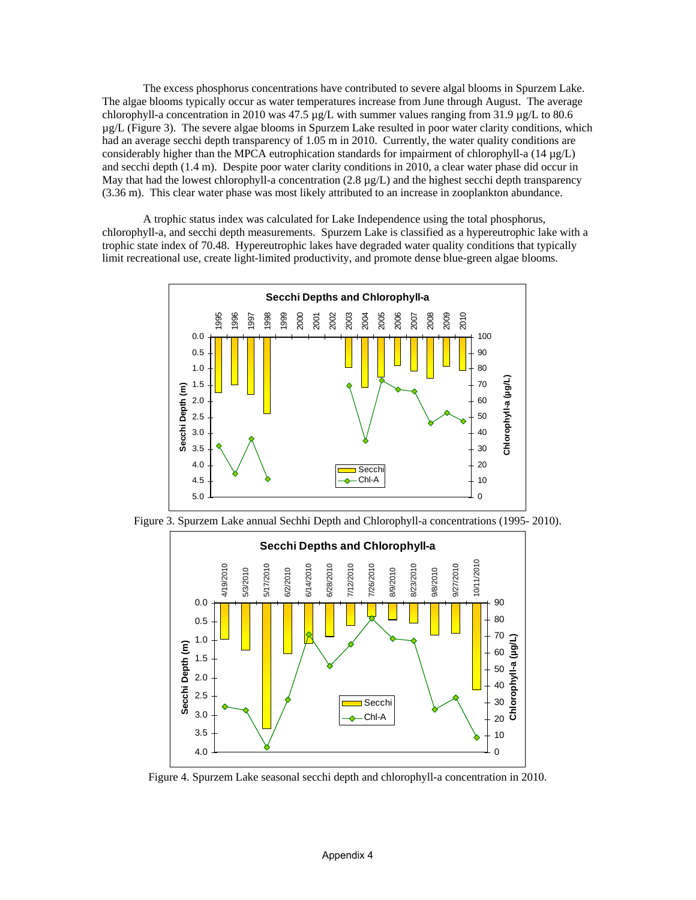The excess phosphorus concentrations have contributed to severe algal blooms in Spurzem Lake. The algae blooms typically occur as water temperatures increase from June through August. The average chlorophyll-a concentration in 2010 was 47.5 µg/L with summer values ranging from 31.9 µg/L to 80.6 µg/L (Figure 3). The severe algae blooms in Spurzem Lake resulted in poor water clarity conditions, which had an average secchi depth transparency of 1.05 m in 2010. Currently, the water quality conditions are considerably higher than the MPCA eutrophication standards for impairment of chlorophyll-a (14 µg/L) and secchi depth (1.4 m). Despite poor water clarity conditions in 2010, a clear water phase did occur in May that had the lowest chlorophyll-a concentration (2.8 µg/L) and the highest secchi depth transparency (3.36 m). This clear water phase was most likely attributed to an increase in zooplankton abundance.

A trophic status index was calculated for Lake Independence using the total phosphorus, chlorophyll-a, and secchi depth measurements. Spurzem Lake is classified as a hypereutrophic lake with a trophic state index of 70.48. Hypereutrophic lakes have degraded water quality conditions that typically limit recreational use, create light-limited productivity, and promote dense blue-green algae blooms.

Figure 3. Spurzem Lake annual Sechhi Depth and Chlorophyll-a concentrations (1995- 2010).

Figure 4. Spurzem Lake seasonal secchi depth and chlorophyll-a concentration in 2010.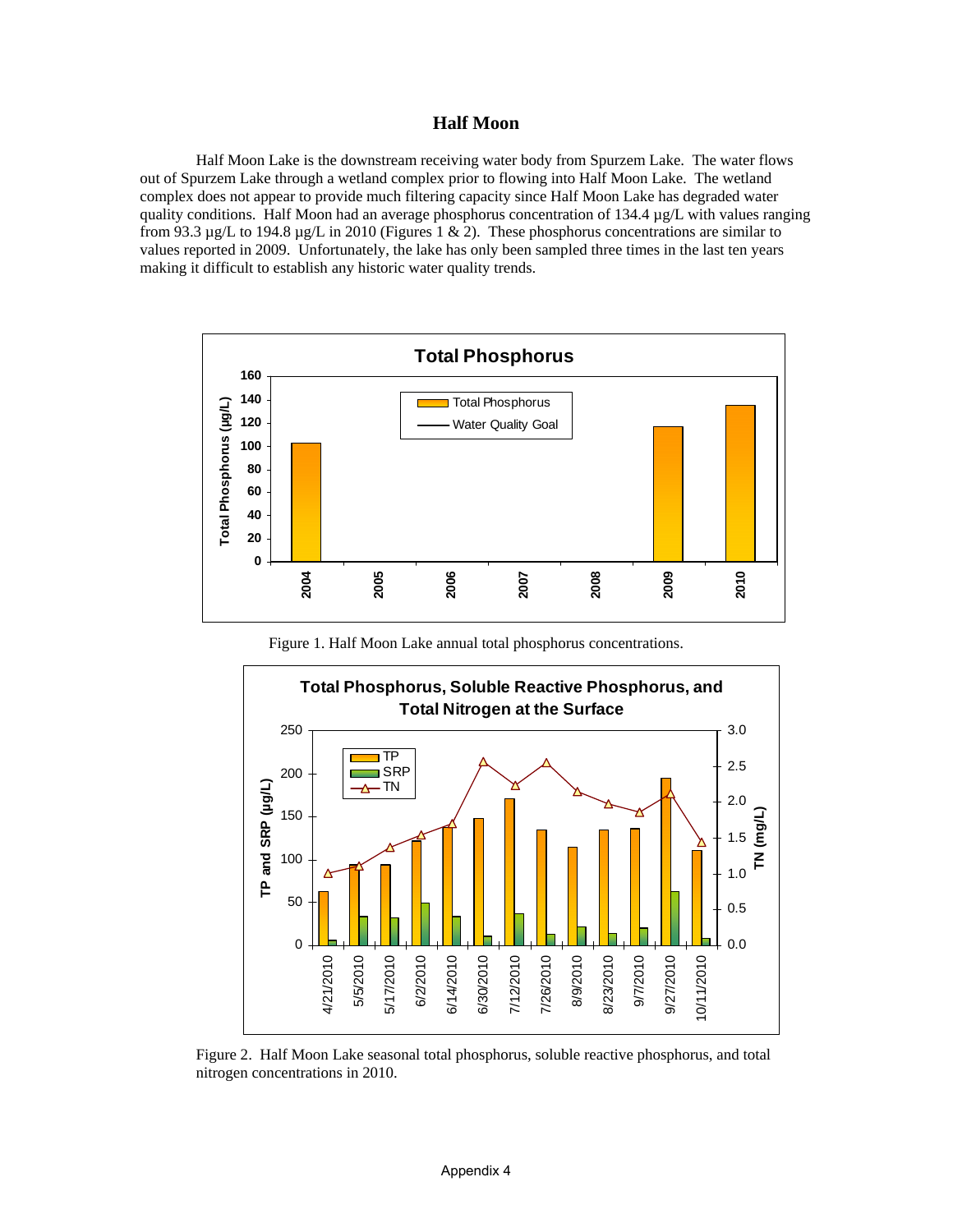# Half Moon

Half Moon Lake is the downstream receiving water body from Spurzem Lake. The water flows out of Spurzem Lake through a wetland complex prior to flowing into Half Moon Lake. The wetland complex does not appear to provide much filtering capacity since Half Moon Lake has degraded water quality conditions. Half Moon had an average phosphorus concentration of 134.4 µg/L with values ranging from 93.3 µg/L to 194.8 µg/L in 2010 (Figures 1 & 2). These phosphorus concentrations are similar to values reported in 2009. Unfortunately, the lake has only been sampled three times in the last ten years making it difficult to establish any historic water quality trends.

Figure 1. Half Moon Lake annual total phosphorus concentrations.

Figure 2. Half Moon Lake seasonal total phosphorus, soluble reactive phosphorus, and total nitrogen concentrations in 2010.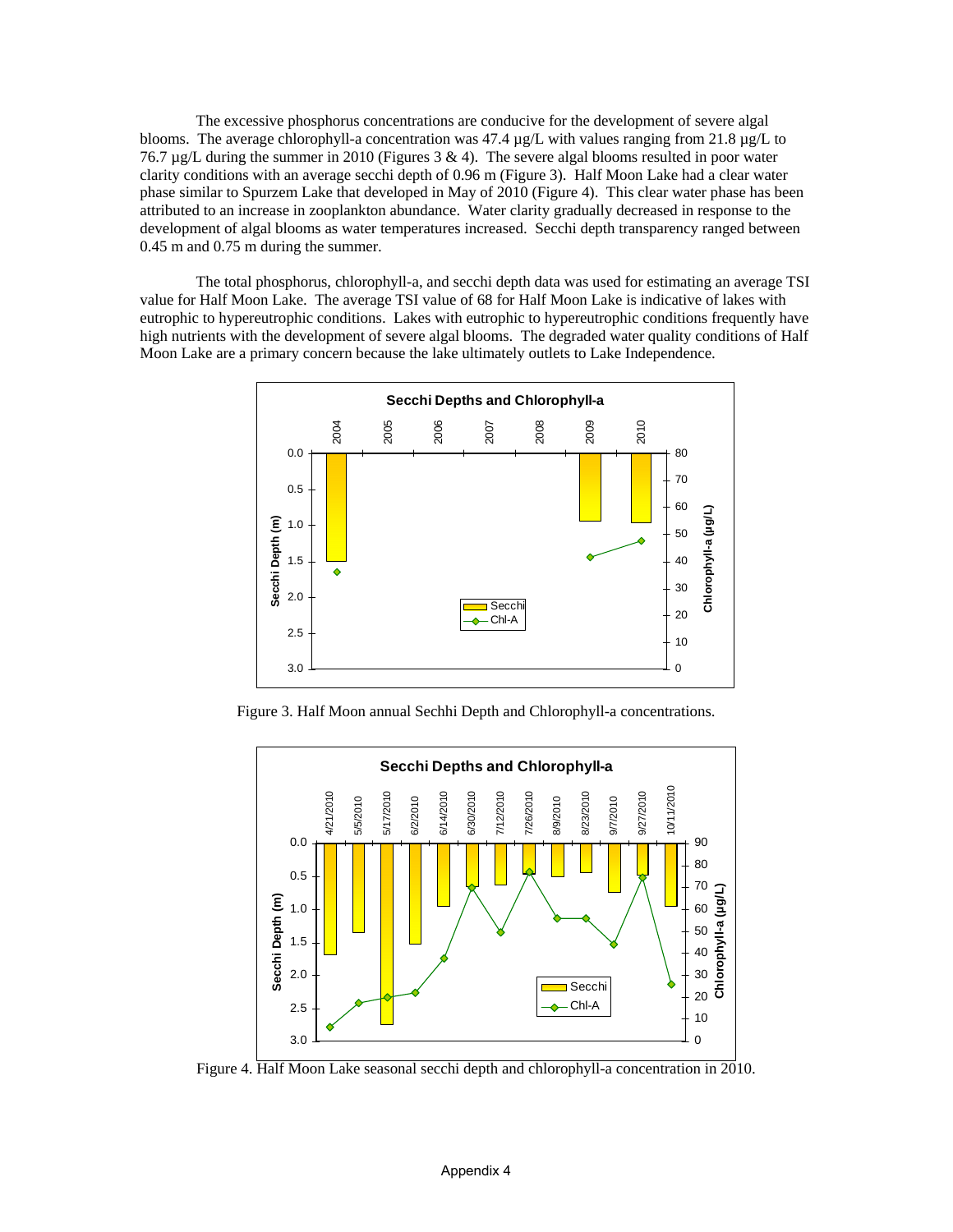The excessive phosphorus concentrations are conducive for the development of severe algal blooms. The average chlorophyll-a concentration was 47.4 µg/L with values ranging from 21.8 µg/L to 76.7 µg/L during the summer in 2010 (Figures 3 & 4). The severe algal blooms resulted in poor water clarity conditions with an average secchi depth of 0.96 m (Figure 3). Half Moon Lake had a clear water phase similar to Spurzem Lake that developed in May of 2010 (Figure 4). This clear water phase has been attributed to an increase in zooplankton abundance. Water clarity gradually decreased in response to the development of algal blooms as water temperatures increased. Secchi depth transparency ranged between 0.45 m and 0.75 m during the summer.

The total phosphorus, chlorophyll-a, and secchi depth data was used for estimating an average TSI value for Half Moon Lake. The average TSI value of 68 for Half Moon Lake is indicative of lakes with eutrophic to hypereutrophic conditions. Lakes with eutrophic to hypereutrophic conditions frequently have high nutrients with the development of severe algal blooms. The degraded water quality conditions of Half Moon Lake are a primary concern because the lake ultimately outlets to Lake Independence.

Figure 3. Half Moon annual Sechhi Depth and Chlorophyll-a concentrations.

Figure 4. Half Moon Lake seasonal secchi depth and chlorophyll-a concentration in 2010.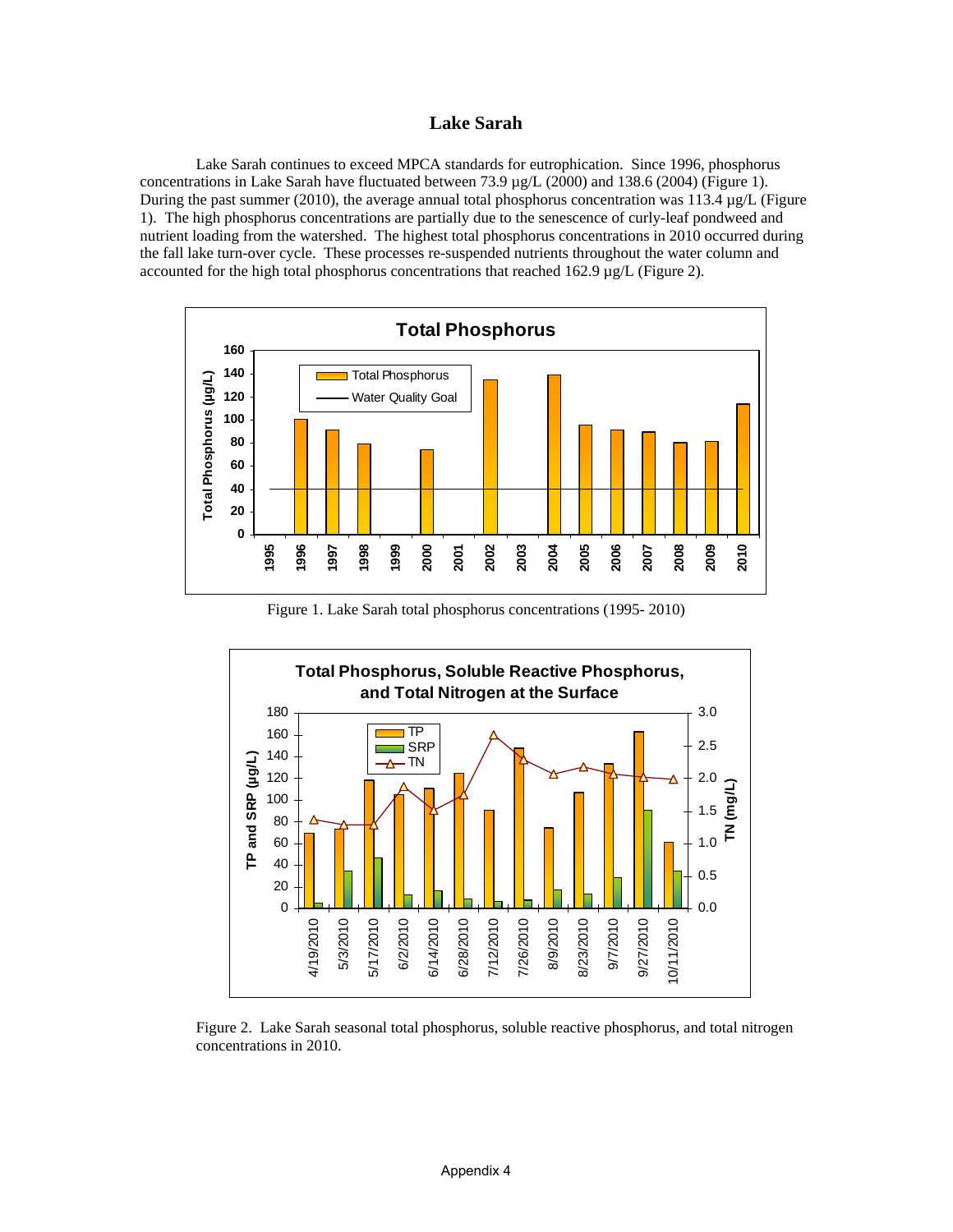# Lake Sarah

Lake Sarah continues to exceed MPCA standards for eutrophication. Since 1996, phosphorus concentrations in Lake Sarah have fluctuated between 73.9 µg/L (2000) and 138.6 (2004) (Figure 1). During the past summer (2010), the average annual total phosphorus concentration was 113.4 µg/L (Figure 1). The high phosphorus concentrations are partially due to the senescence of curly-leaf pondweed and nutrient loading from the watershed. The highest total phosphorus concentrations in 2010 occurred during the fall lake turn-over cycle. These processes re-suspended nutrients throughout the water column and accounted for the high total phosphorus concentrations that reached 162.9 µg/L (Figure 2).

Figure 1. Lake Sarah total phosphorus concentrations (1995- 2010)

Figure 2. Lake Sarah seasonal total phosphorus, soluble reactive phosphorus, and total nitrogen concentrations in 2010.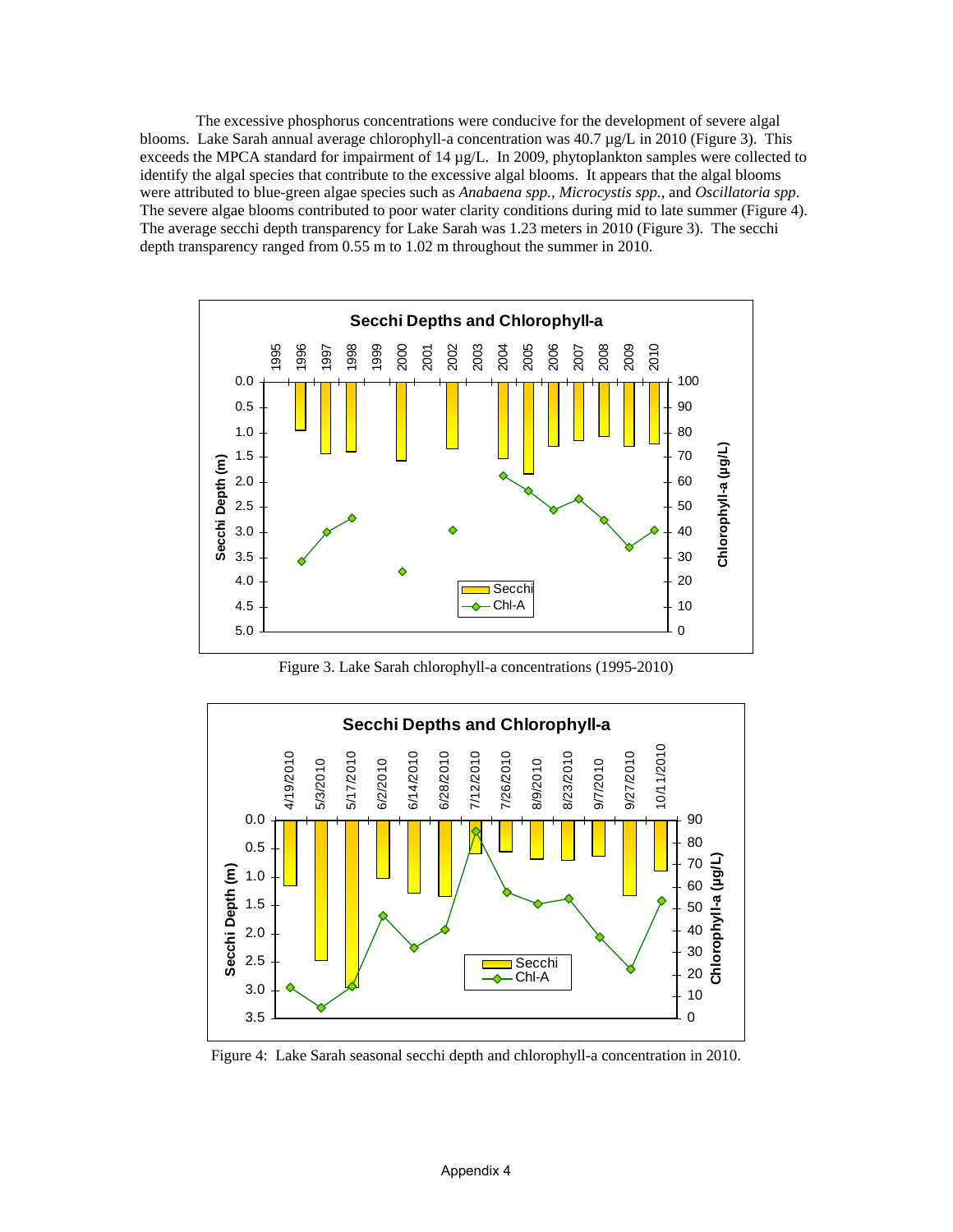The excessive phosphorus concentrations were conducive for the development of severe algal blooms. Lake Sarah annual average chlorophyll-a concentration was 40.7 µg/L in 2010 (Figure 3). This exceeds the MPCA standard for impairment of 14 µg/L. In 2009, phytoplankton samples were collected to identify the algal species that contribute to the excessive algal blooms. It appears that the algal blooms were attributed to blue-green algae species such as *Anabaena spp.*, *Microcystis spp.*, and *Oscillatoria spp.* The severe algae blooms contributed to poor water clarity conditions during mid to late summer (Figure 4). The average secchi depth transparency for Lake Sarah was 1.23 meters in 2010 (Figure 3). The secchi depth transparency ranged from 0.55 m to 1.02 m throughout the summer in 2010.

Figure 3. Lake Sarah chlorophyll-a concentrations (1995-2010)

Figure 4: Lake Sarah seasonal secchi depth and chlorophyll-a concentration in 2010.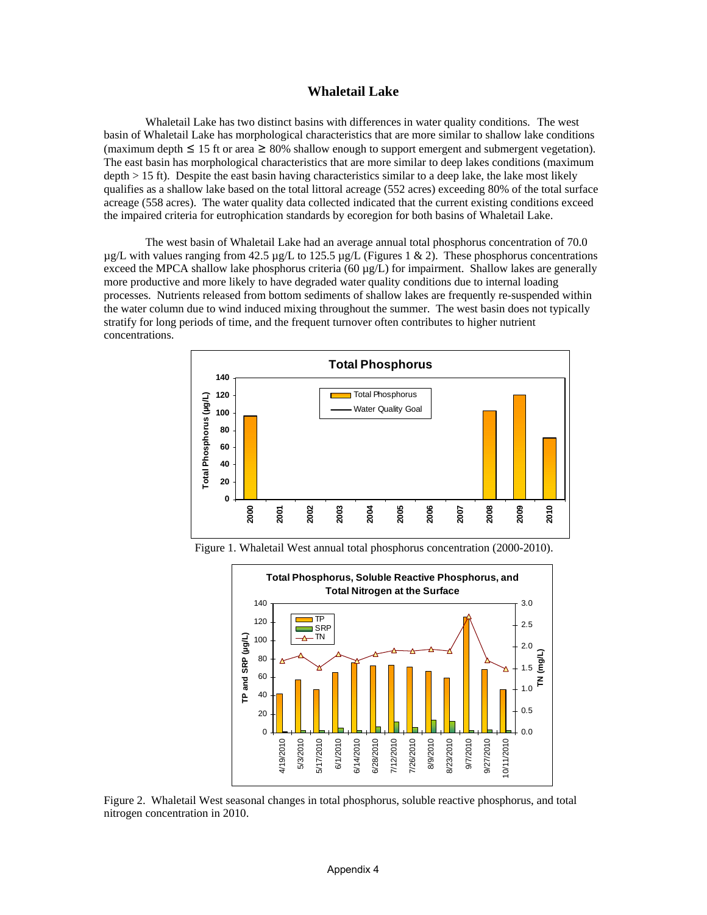# Whaletail Lake

Whaletail Lake has two distinct basins with differences in water quality conditions. The west basin of Whaletail Lake has morphological characteristics that are more similar to shallow lake conditions (maximum depth ≤ 15 ft or area ≥ 80% shallow enough to support emergent and submergent vegetation). The east basin has morphological characteristics that are more similar to deep lakes conditions (maximum depth > 15 ft). Despite the east basin having characteristics similar to a deep lake, the lake most likely qualifies as a shallow lake based on the total littoral acreage (552 acres) exceeding 80% of the total surface acreage (558 acres). The water quality data collected indicated that the current existing conditions exceed the impaired criteria for eutrophication standards by ecoregion for both basins of Whaletail Lake.

The west basin of Whaletail Lake had an average annual total phosphorus concentration of 70.0 µg/L with values ranging from 42.5 µg/L to 125.5 µg/L (Figures 1 & 2). These phosphorus concentrations exceed the MPCA shallow lake phosphorus criteria (60 µg/L) for impairment. Shallow lakes are generally more productive and more likely to have degraded water quality conditions due to internal loading processes. Nutrients released from bottom sediments of shallow lakes are frequently re-suspended within the water column due to wind induced mixing throughout the summer. The west basin does not typically stratify for long periods of time, and the frequent turnover often contributes to higher nutrient concentrations.

Figure 1. Whaletail West annual total phosphorus concentration (2000-2010).

Figure 2. Whaletail West seasonal changes in total phosphorus, soluble reactive phosphorus, and total nitrogen concentration in 2010.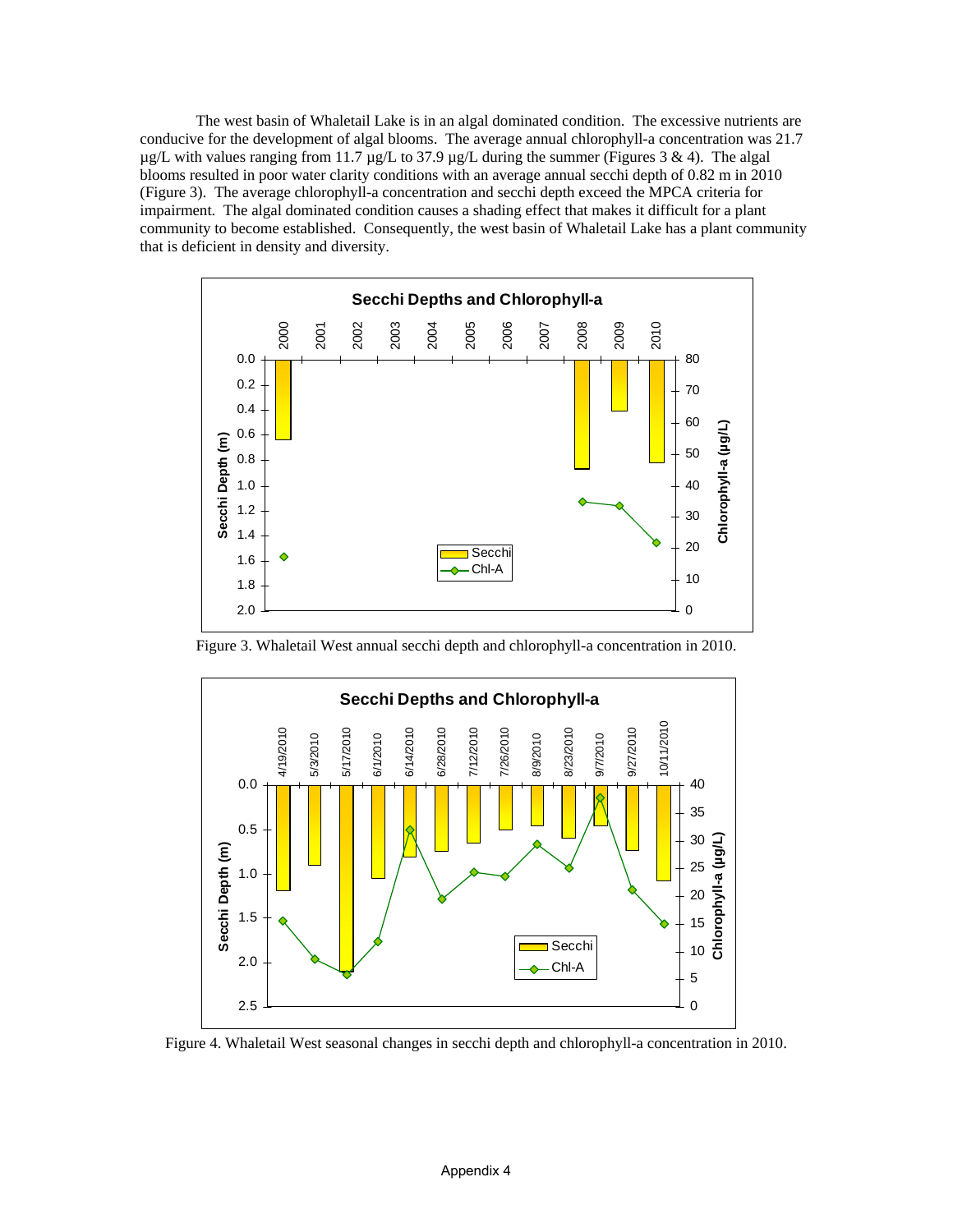The west basin of Whaletail Lake is in an algal dominated condition. The excessive nutrients are conducive for the development of algal blooms. The average annual chlorophyll-a concentration was 21.7 µg/L with values ranging from 11.7 µg/L to 37.9 µg/L during the summer (Figures 3 & 4). The algal blooms resulted in poor water clarity conditions with an average annual secchi depth of 0.82 m in 2010 (Figure 3). The average chlorophyll-a concentration and secchi depth exceed the MPCA criteria for impairment. The algal dominated condition causes a shading effect that makes it difficult for a plant community to become established. Consequently, the west basin of Whaletail Lake has a plant community that is deficient in density and diversity.

Figure 3. Whaletail West annual secchi depth and chlorophyll-a concentration in 2010.

Figure 4. Whaletail West seasonal changes in secchi depth and chlorophyll-a concentration in 2010.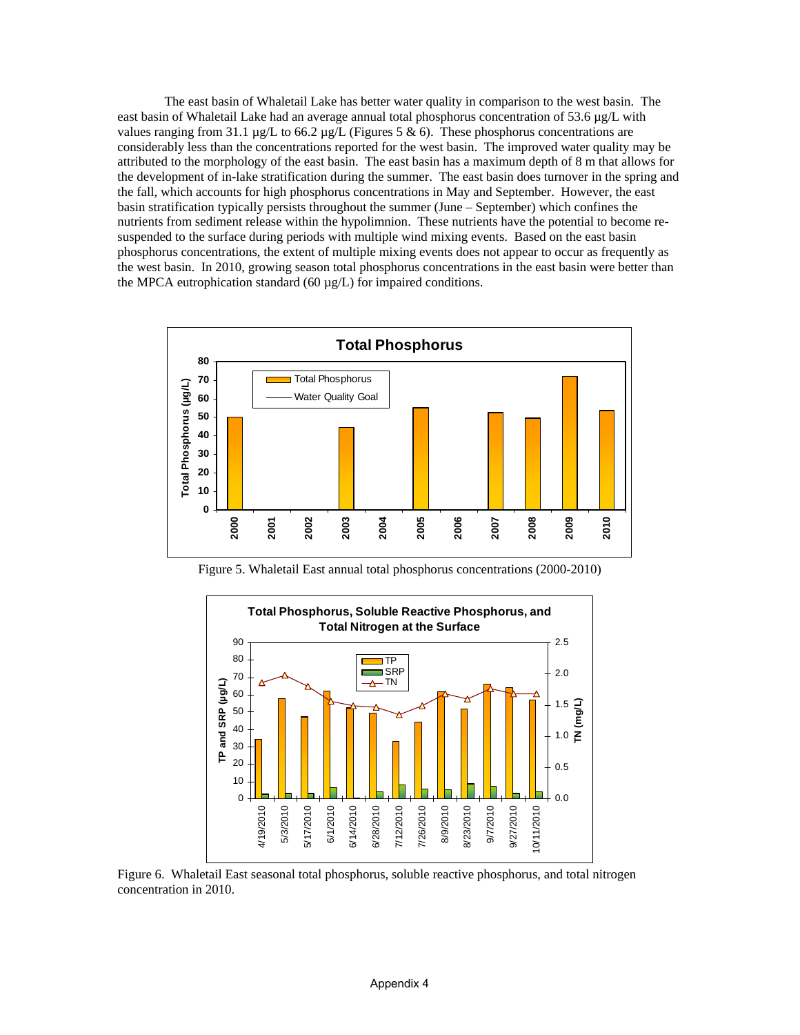The east basin of Whaletail Lake has better water quality in comparison to the west basin. The east basin of Whaletail Lake had an average annual total phosphorus concentration of 53.6 µg/L with values ranging from 31.1 µg/L to 66.2 µg/L (Figures 5 & 6). These phosphorus concentrations are considerably less than the concentrations reported for the west basin. The improved water quality may be attributed to the morphology of the east basin. The east basin has a maximum depth of 8 m that allows for the development of in-lake stratification during the summer. The east basin does turnover in the spring and the fall, which accounts for high phosphorus concentrations in May and September. However, the east basin stratification typically persists throughout the summer (June – September) which confines the nutrients from sediment release within the hypolimnion. These nutrients have the potential to become re-suspended to the surface during periods with multiple wind mixing events. Based on the east basin phosphorus concentrations, the extent of multiple mixing events does not appear to occur as frequently as the west basin. In 2010, growing season total phosphorus concentrations in the east basin were better than the MPCA eutrophication standard (60 µg/L) for impaired conditions.

Figure 5. Whaletail East annual total phosphorus concentrations (2000-2010)

Figure 6. Whaletail East seasonal total phosphorus, soluble reactive phosphorus, and total nitrogen concentration in 2010.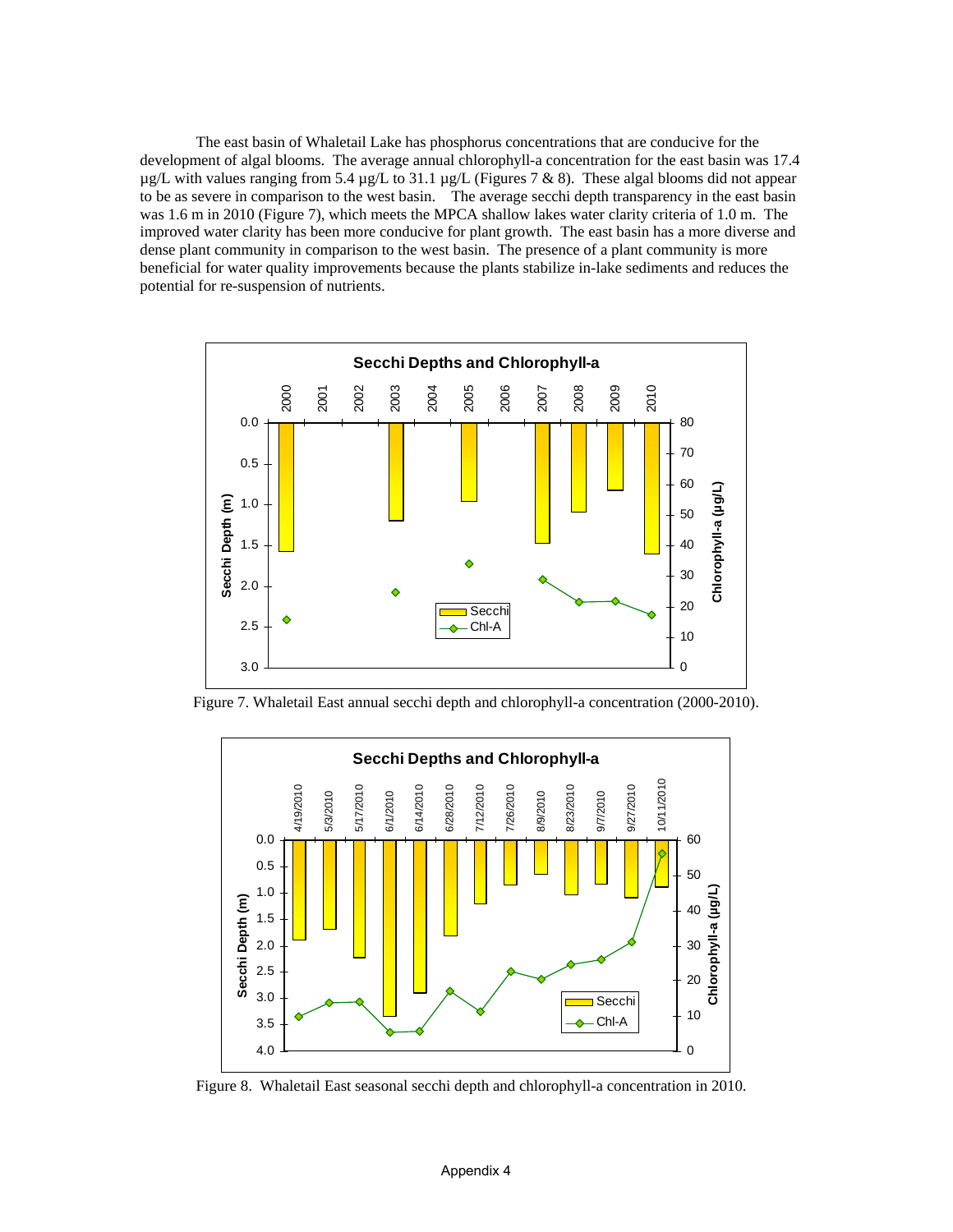The east basin of Whaletail Lake has phosphorus concentrations that are conducive for the development of algal blooms. The average annual chlorophyll-a concentration for the east basin was 17.4 µg/L with values ranging from 5.4 µg/L to 31.1 µg/L (Figures 7 & 8). These algal blooms did not appear to be as severe in comparison to the west basin. The average secchi depth transparency in the east basin was 1.6 m in 2010 (Figure 7), which meets the MPCA shallow lakes water clarity criteria of 1.0 m. The improved water clarity has been more conducive for plant growth. The east basin has a more diverse and dense plant community in comparison to the west basin. The presence of a plant community is more beneficial for water quality improvements because the plants stabilize in-lake sediments and reduces the potential for re-suspension of nutrients.

Figure 7. Whaletail East annual secchi depth and chlorophyll-a concentration (2000-2010).

Figure 8. Whaletail East seasonal secchi depth and chlorophyll-a concentration in 2010.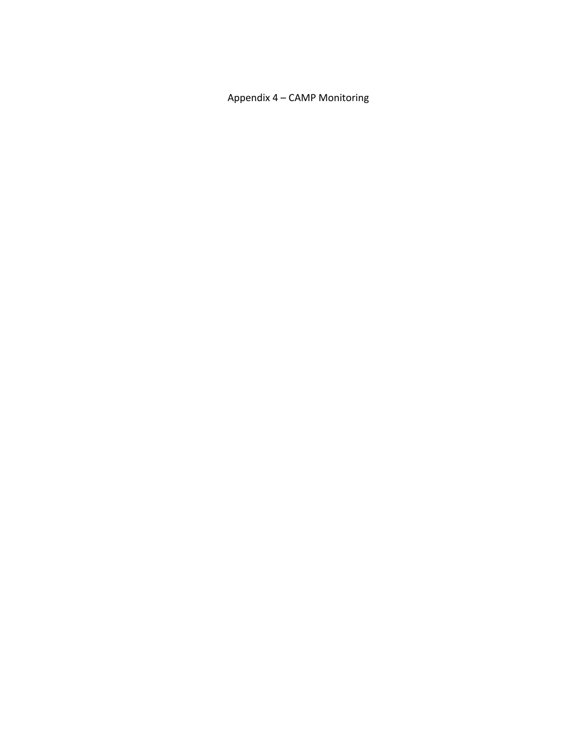# Appendix 4 – CAMP Monitoring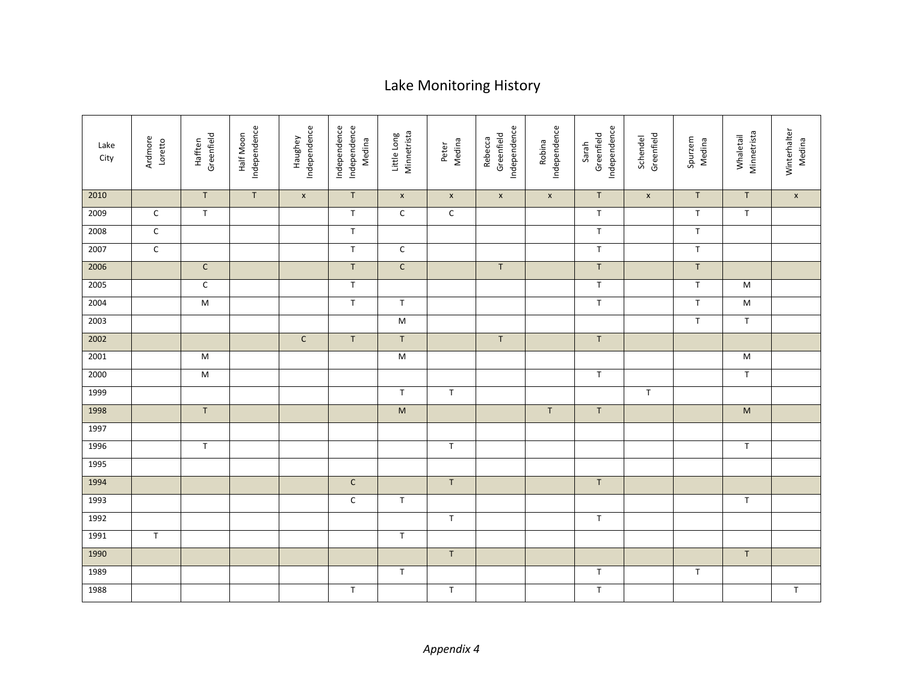# Lake Monitoring History

| Lake<br>City | Ardmore<br>Loretto | Hafften<br>Greenfield | Half Moon<br>Independence | Haughey<br>Independence | Independence<br>Independence<br>Medina | Little Long<br>Minnetrista | Peter<br>Medina | Rebecca<br>Greenfield<br>Independence | Robina<br>Independence | Sarah<br>Greenfield<br>Independence | Schendel<br>Greenfield | Spurzem<br>Medina | Whaletail<br>Minnetrista | Winterhalter<br>Medina |
|---|---|---|---|---|---|---|---|---|---|---|---|---|---|---|
| 2010 | | T | T | x | T | x | x | x | x | T | x | T | T | x |
| 2009 | C | T | | | T | C | C | | | T | | T | T | |
| 2008 | C | | | | T | | | | | T | | T | | |
| 2007 | C | | | | T | C | | | | T | | T | | |
| 2006 | | C | | | T | C | | T | | T | | T | | |
| 2005 | | C | | | T | | | | | T | | T | M | |
| 2004 | | M | | | T | T | | | | T | | T | M | |
| 2003 | | | | | | M | | | | | | T | T | |
| 2002 | | | | C | T | T | | T | | T | | | | |
| 2001 | | M | | | | M | | | | | | | M | |
| 2000 | | M | | | | | | | | T | | | T | |
| 1999 | | | | | | T | T | | | | T | | | |
| 1998 | | T | | | | M | | | T | T | | | M | |
| 1997 | | | | | | | | | | | | | | |
| 1996 | | T | | | | | T | | | | | | T | |
| 1995 | | | | | | | | | | | | | | |
| 1994 | | | | | C | | T | | | T | | | | |
| 1993 | | | | | C | T | | | | | | | T | |
| 1992 | | | | | | | T | | | T | | | | |
| 1991 | T | | | | | T | | | | | | | | |
| 1990 | | | | | | | T | | | | | | T | |
| 1989 | | | | | | T | | | | T | | T | | |
| 1988 | | | | | T | | T | | | T | | | | T |

*Appendix 4*